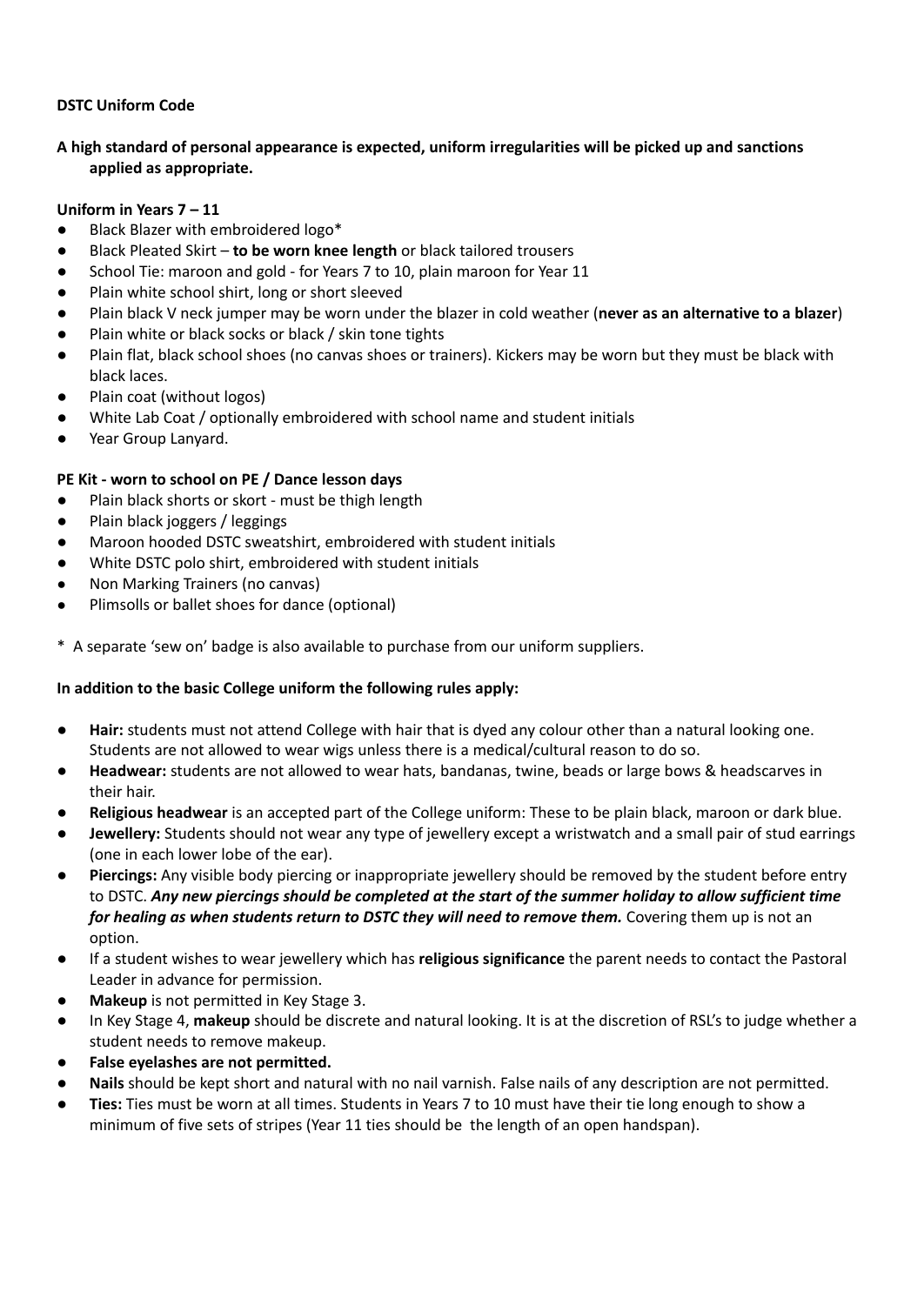**DSTC Uniform Code**

**A high standard of personal appearance is expected, uniform irregularities will be picked up and sanctions applied as appropriate.**

**Uniform in Years 7 – 11**

- Black Blazer with embroidered logo*
- Black Pleated Skirt – **to be worn knee length** or black tailored trousers
- School Tie: maroon and gold - for Years 7 to 10, plain maroon for Year 11
- Plain white school shirt, long or short sleeved
- Plain black V neck jumper may be worn under the blazer in cold weather (**never as an alternative to a blazer**)
- Plain white or black socks or black / skin tone tights
- Plain flat, black school shoes (no canvas shoes or trainers). Kickers may be worn but they must be black with black laces.
- Plain coat (without logos)
- White Lab Coat / optionally embroidered with school name and student initials
- Year Group Lanyard.

**PE Kit - worn to school on PE / Dance lesson days**

- Plain black shorts or skort - must be thigh length
- Plain black joggers / leggings
- Maroon hooded DSTC sweatshirt, embroidered with student initials
- White DSTC polo shirt, embroidered with student initials
- Non Marking Trainers (no canvas)
- Plimsolls or ballet shoes for dance (optional)

* A separate 'sew on' badge is also available to purchase from our uniform suppliers.

**In addition to the basic College uniform the following rules apply:**

- **Hair:** students must not attend College with hair that is dyed any colour other than a natural looking one. Students are not allowed to wear wigs unless there is a medical/cultural reason to do so.
- **Headwear:** students are not allowed to wear hats, bandanas, twine, beads or large bows & headscarves in their hair.
- **Religious headwear** is an accepted part of the College uniform: These to be plain black, maroon or dark blue.
- **Jewellery:** Students should not wear any type of jewellery except a wristwatch and a small pair of stud earrings (one in each lower lobe of the ear).
- **Piercings:** Any visible body piercing or inappropriate jewellery should be removed by the student before entry to DSTC. ***Any new piercings should be completed at the start of the summer holiday to allow sufficient time for healing as when students return to DSTC they will need to remove them.*** Covering them up is not an option.
- If a student wishes to wear jewellery which has **religious significance** the parent needs to contact the Pastoral Leader in advance for permission.
- **Makeup** is not permitted in Key Stage 3.
- In Key Stage 4, **makeup** should be discrete and natural looking. It is at the discretion of RSL's to judge whether a student needs to remove makeup.
- **False eyelashes are not permitted.**
- **Nails** should be kept short and natural with no nail varnish. False nails of any description are not permitted.
- **Ties:** Ties must be worn at all times. Students in Years 7 to 10 must have their tie long enough to show a minimum of five sets of stripes (Year 11 ties should be the length of an open handspan).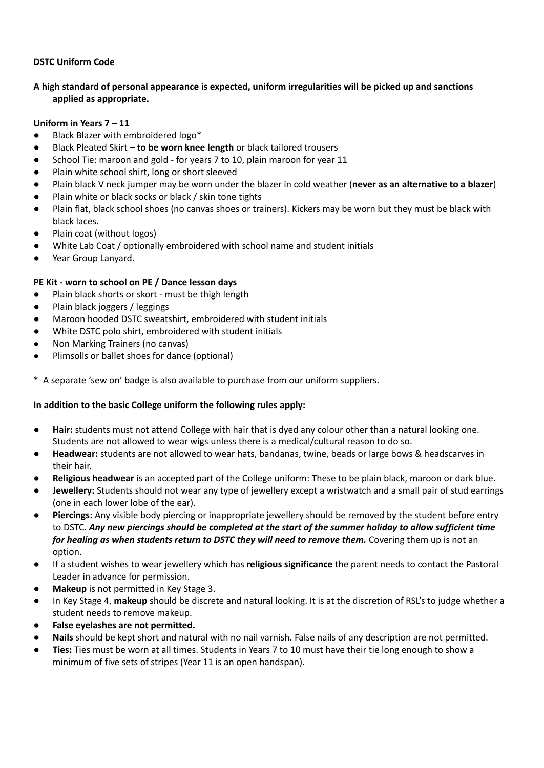**DSTC Uniform Code**

**A high standard of personal appearance is expected, uniform irregularities will be picked up and sanctions applied as appropriate.**

**Uniform in Years 7 – 11**

- Black Blazer with embroidered logo*
- Black Pleated Skirt – **to be worn knee length** or black tailored trousers
- School Tie: maroon and gold - for years 7 to 10, plain maroon for year 11
- Plain white school shirt, long or short sleeved
- Plain black V neck jumper may be worn under the blazer in cold weather (**never as an alternative to a blazer**)
- Plain white or black socks or black / skin tone tights
- Plain flat, black school shoes (no canvas shoes or trainers). Kickers may be worn but they must be black with black laces.
- Plain coat (without logos)
- White Lab Coat / optionally embroidered with school name and student initials
- Year Group Lanyard.

**PE Kit - worn to school on PE / Dance lesson days**

- Plain black shorts or skort - must be thigh length
- Plain black joggers / leggings
- Maroon hooded DSTC sweatshirt, embroidered with student initials
- White DSTC polo shirt, embroidered with student initials
- Non Marking Trainers (no canvas)
- Plimsolls or ballet shoes for dance (optional)

* A separate 'sew on' badge is also available to purchase from our uniform suppliers.

**In addition to the basic College uniform the following rules apply:**

- **Hair:** students must not attend College with hair that is dyed any colour other than a natural looking one. Students are not allowed to wear wigs unless there is a medical/cultural reason to do so.
- **Headwear:** students are not allowed to wear hats, bandanas, twine, beads or large bows & headscarves in their hair.
- **Religious headwear** is an accepted part of the College uniform: These to be plain black, maroon or dark blue.
- **Jewellery:** Students should not wear any type of jewellery except a wristwatch and a small pair of stud earrings (one in each lower lobe of the ear).
- **Piercings:** Any visible body piercing or inappropriate jewellery should be removed by the student before entry to DSTC. ***Any new piercings should be completed at the start of the summer holiday to allow sufficient time for healing as when students return to DSTC they will need to remove them.*** Covering them up is not an option.
- If a student wishes to wear jewellery which has **religious significance** the parent needs to contact the Pastoral Leader in advance for permission.
- **Makeup** is not permitted in Key Stage 3.
- In Key Stage 4, **makeup** should be discrete and natural looking. It is at the discretion of RSL's to judge whether a student needs to remove makeup.
- **False eyelashes are not permitted.**
- **Nails** should be kept short and natural with no nail varnish. False nails of any description are not permitted.
- **Ties:** Ties must be worn at all times. Students in Years 7 to 10 must have their tie long enough to show a minimum of five sets of stripes (Year 11 is an open handspan).